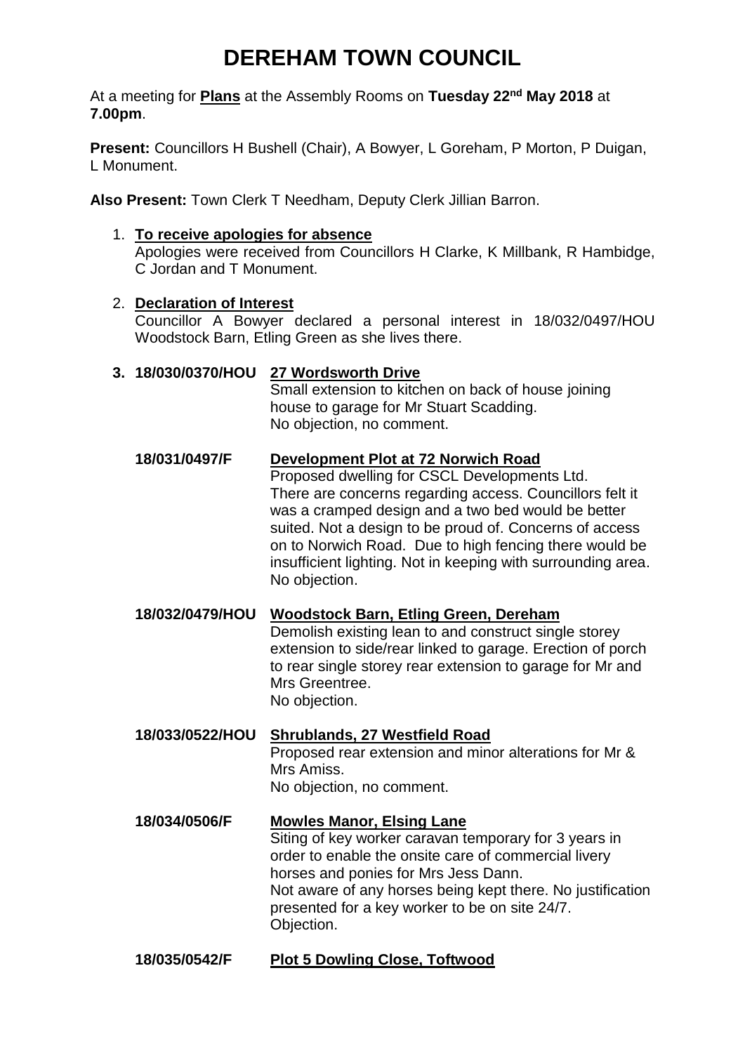# DEREHAM TOWN COUNCIL

At a meeting for **Plans** at the Assembly Rooms on **Tuesday 22nd May 2018** at **7.00pm**.

**Present:** Councillors H Bushell (Chair), A Bowyer, L Goreham, P Morton, P Duigan, L Monument.

**Also Present:** Town Clerk T Needham, Deputy Clerk Jillian Barron.

1. **To receive apologies for absence**
   Apologies were received from Councillors H Clarke, K Millbank, R Hambidge, C Jordan and T Monument.

2. **Declaration of Interest**
   Councillor A Bowyer declared a personal interest in 18/032/0497/HOU Woodstock Barn, Etling Green as she lives there.

3. **18/030/0370/HOU** **27 Wordsworth Drive**
   Small extension to kitchen on back of house joining house to garage for Mr Stuart Scadding.
   No objection, no comment.

   **18/031/0497/F** **Development Plot at 72 Norwich Road**
   Proposed dwelling for CSCL Developments Ltd.
   There are concerns regarding access. Councillors felt it was a cramped design and a two bed would be better suited. Not a design to be proud of. Concerns of access on to Norwich Road. Due to high fencing there would be insufficient lighting. Not in keeping with surrounding area.
   No objection.

   **18/032/0479/HOU** **Woodstock Barn, Etling Green, Dereham**
   Demolish existing lean to and construct single storey extension to side/rear linked to garage. Erection of porch to rear single storey rear extension to garage for Mr and Mrs Greentree.
   No objection.

   **18/033/0522/HOU** **Shrublands, 27 Westfield Road**
   Proposed rear extension and minor alterations for Mr & Mrs Amiss.
   No objection, no comment.

   **18/034/0506/F** **Mowles Manor, Elsing Lane**
   Siting of key worker caravan temporary for 3 years in order to enable the onsite care of commercial livery horses and ponies for Mrs Jess Dann.
   Not aware of any horses being kept there. No justification presented for a key worker to be on site 24/7.
   Objection.

   **18/035/0542/F** **Plot 5 Dowling Close, Toftwood**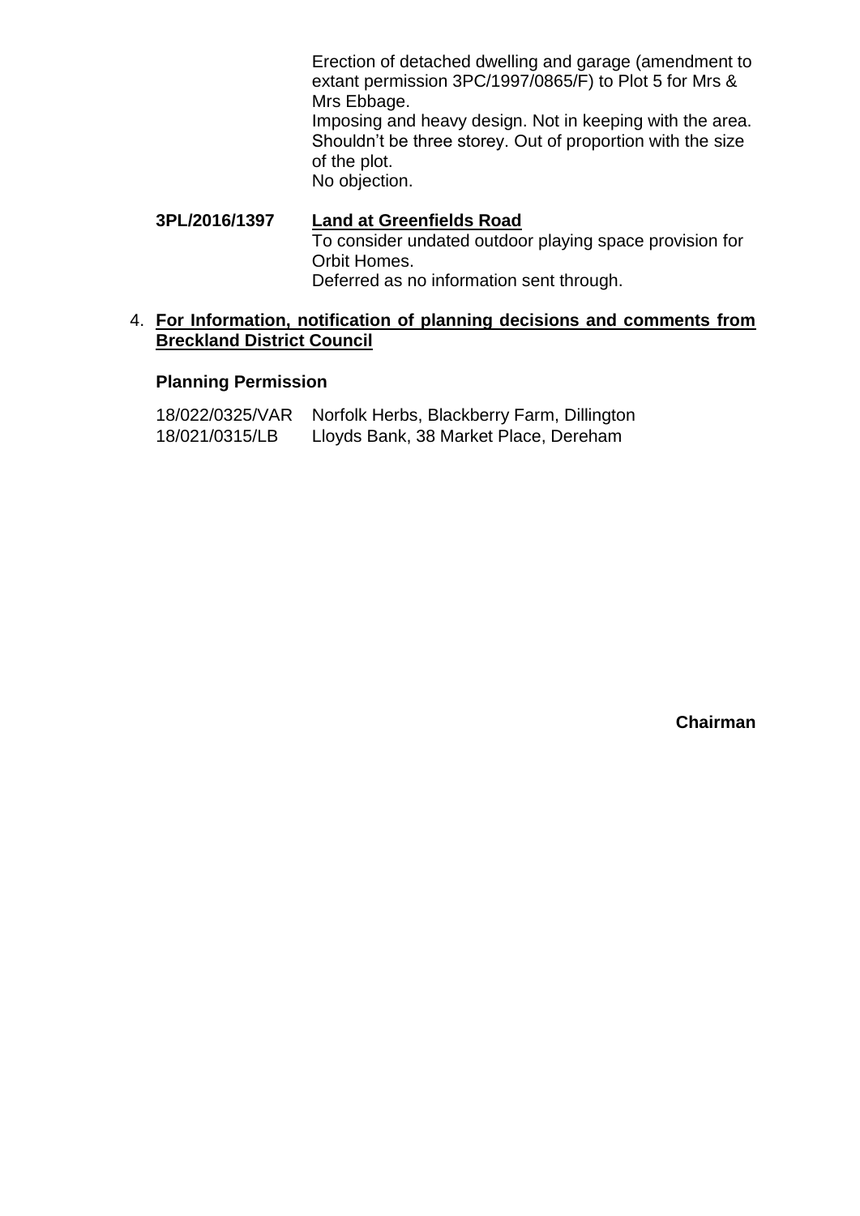Erection of detached dwelling and garage (amendment to extant permission 3PC/1997/0865/F) to Plot 5 for Mrs & Mrs Ebbage.
Imposing and heavy design. Not in keeping with the area. Shouldn't be three storey. Out of proportion with the size of the plot.
No objection.

**3PL/2016/1397** **<u>Land at Greenfields Road</u>**
To consider undated outdoor playing space provision for Orbit Homes.
Deferred as no information sent through.

4. **<u>For Information, notification of planning decisions and comments from Breckland District Council</u>**

**Planning Permission**

| | |
|---|---|
| 18/022/0325/VAR | Norfolk Herbs, Blackberry Farm, Dillington |
| 18/021/0315/LB | Lloyds Bank, 38 Market Place, Dereham |

**Chairman**